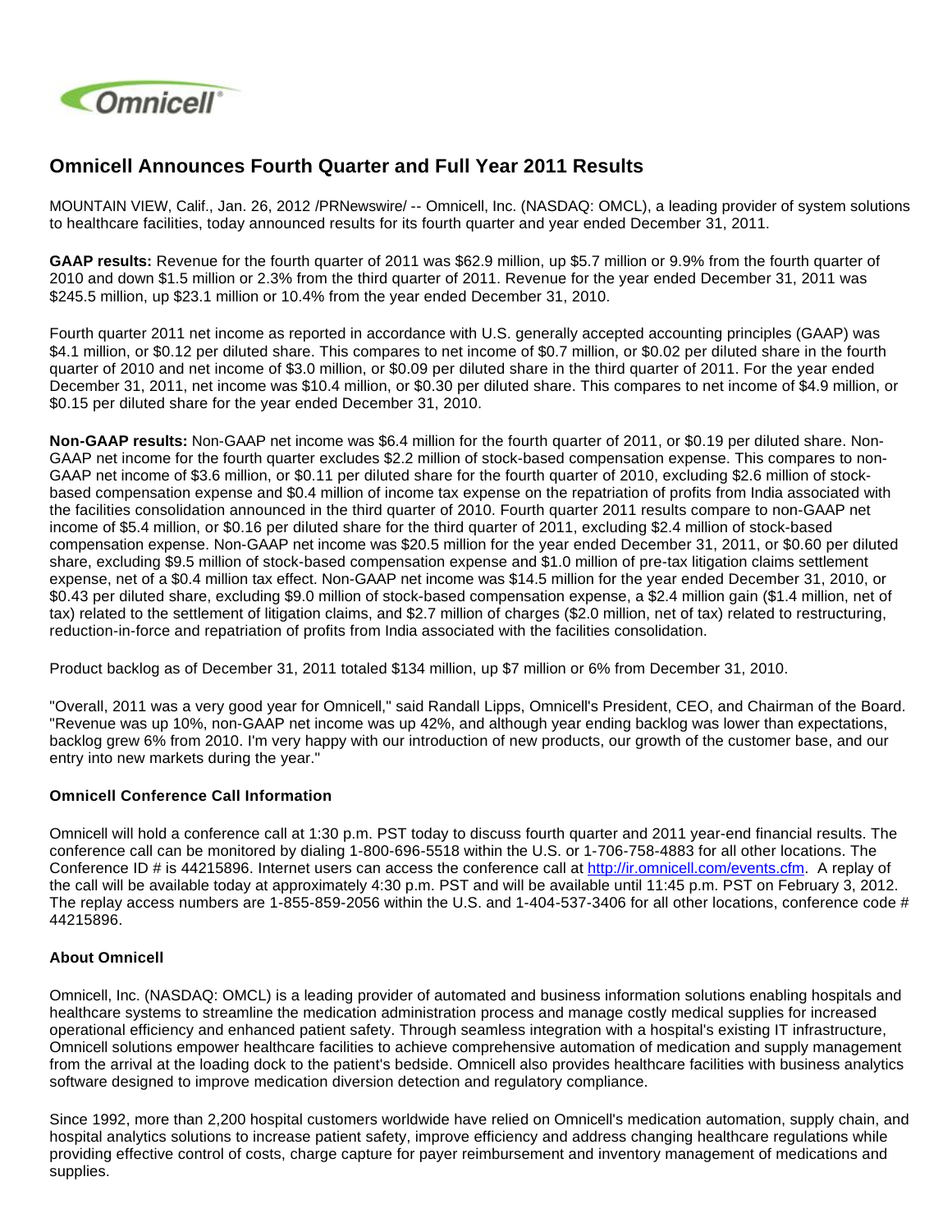# Omnicell Announces Fourth Quarter and Full Year 2011 Results

MOUNTAIN VIEW, Calif., Jan. 26, 2012 /PRNewswire/ -- Omnicell, Inc. (NASDAQ: OMCL), a leading provider of system solutions to healthcare facilities, today announced results for its fourth quarter and year ended December 31, 2011.

**GAAP results:** Revenue for the fourth quarter of 2011 was $62.9 million, up $5.7 million or 9.9% from the fourth quarter of 2010 and down $1.5 million or 2.3% from the third quarter of 2011. Revenue for the year ended December 31, 2011 was $245.5 million, up $23.1 million or 10.4% from the year ended December 31, 2010.

Fourth quarter 2011 net income as reported in accordance with U.S. generally accepted accounting principles (GAAP) was $4.1 million, or $0.12 per diluted share. This compares to net income of $0.7 million, or $0.02 per diluted share in the fourth quarter of 2010 and net income of $3.0 million, or $0.09 per diluted share in the third quarter of 2011. For the year ended December 31, 2011, net income was $10.4 million, or $0.30 per diluted share. This compares to net income of $4.9 million, or $0.15 per diluted share for the year ended December 31, 2010.

**Non-GAAP results:** Non-GAAP net income was $6.4 million for the fourth quarter of 2011, or $0.19 per diluted share. Non-GAAP net income for the fourth quarter excludes $2.2 million of stock-based compensation expense. This compares to non-GAAP net income of $3.6 million, or $0.11 per diluted share for the fourth quarter of 2010, excluding $2.6 million of stock-based compensation expense and $0.4 million of income tax expense on the repatriation of profits from India associated with the facilities consolidation announced in the third quarter of 2010. Fourth quarter 2011 results compare to non-GAAP net income of $5.4 million, or $0.16 per diluted share for the third quarter of 2011, excluding $2.4 million of stock-based compensation expense. Non-GAAP net income was $20.5 million for the year ended December 31, 2011, or $0.60 per diluted share, excluding $9.5 million of stock-based compensation expense and $1.0 million of pre-tax litigation claims settlement expense, net of a $0.4 million tax effect. Non-GAAP net income was $14.5 million for the year ended December 31, 2010, or $0.43 per diluted share, excluding $9.0 million of stock-based compensation expense, a $2.4 million gain ($1.4 million, net of tax) related to the settlement of litigation claims, and $2.7 million of charges ($2.0 million, net of tax) related to restructuring, reduction-in-force and repatriation of profits from India associated with the facilities consolidation.

Product backlog as of December 31, 2011 totaled $134 million, up $7 million or 6% from December 31, 2010.

"Overall, 2011 was a very good year for Omnicell," said Randall Lipps, Omnicell's President, CEO, and Chairman of the Board. "Revenue was up 10%, non-GAAP net income was up 42%, and although year ending backlog was lower than expectations, backlog grew 6% from 2010. I'm very happy with our introduction of new products, our growth of the customer base, and our entry into new markets during the year."

### Omnicell Conference Call Information

Omnicell will hold a conference call at 1:30 p.m. PST today to discuss fourth quarter and 2011 year-end financial results. The conference call can be monitored by dialing 1-800-696-5518 within the U.S. or 1-706-758-4883 for all other locations. The Conference ID # is 44215896. Internet users can access the conference call at http://ir.omnicell.com/events.cfm. A replay of the call will be available today at approximately 4:30 p.m. PST and will be available until 11:45 p.m. PST on February 3, 2012. The replay access numbers are 1-855-859-2056 within the U.S. and 1-404-537-3406 for all other locations, conference code # 44215896.

### About Omnicell

Omnicell, Inc. (NASDAQ: OMCL) is a leading provider of automated and business information solutions enabling hospitals and healthcare systems to streamline the medication administration process and manage costly medical supplies for increased operational efficiency and enhanced patient safety. Through seamless integration with a hospital's existing IT infrastructure, Omnicell solutions empower healthcare facilities to achieve comprehensive automation of medication and supply management from the arrival at the loading dock to the patient's bedside. Omnicell also provides healthcare facilities with business analytics software designed to improve medication diversion detection and regulatory compliance.

Since 1992, more than 2,200 hospital customers worldwide have relied on Omnicell's medication automation, supply chain, and hospital analytics solutions to increase patient safety, improve efficiency and address changing healthcare regulations while providing effective control of costs, charge capture for payer reimbursement and inventory management of medications and supplies.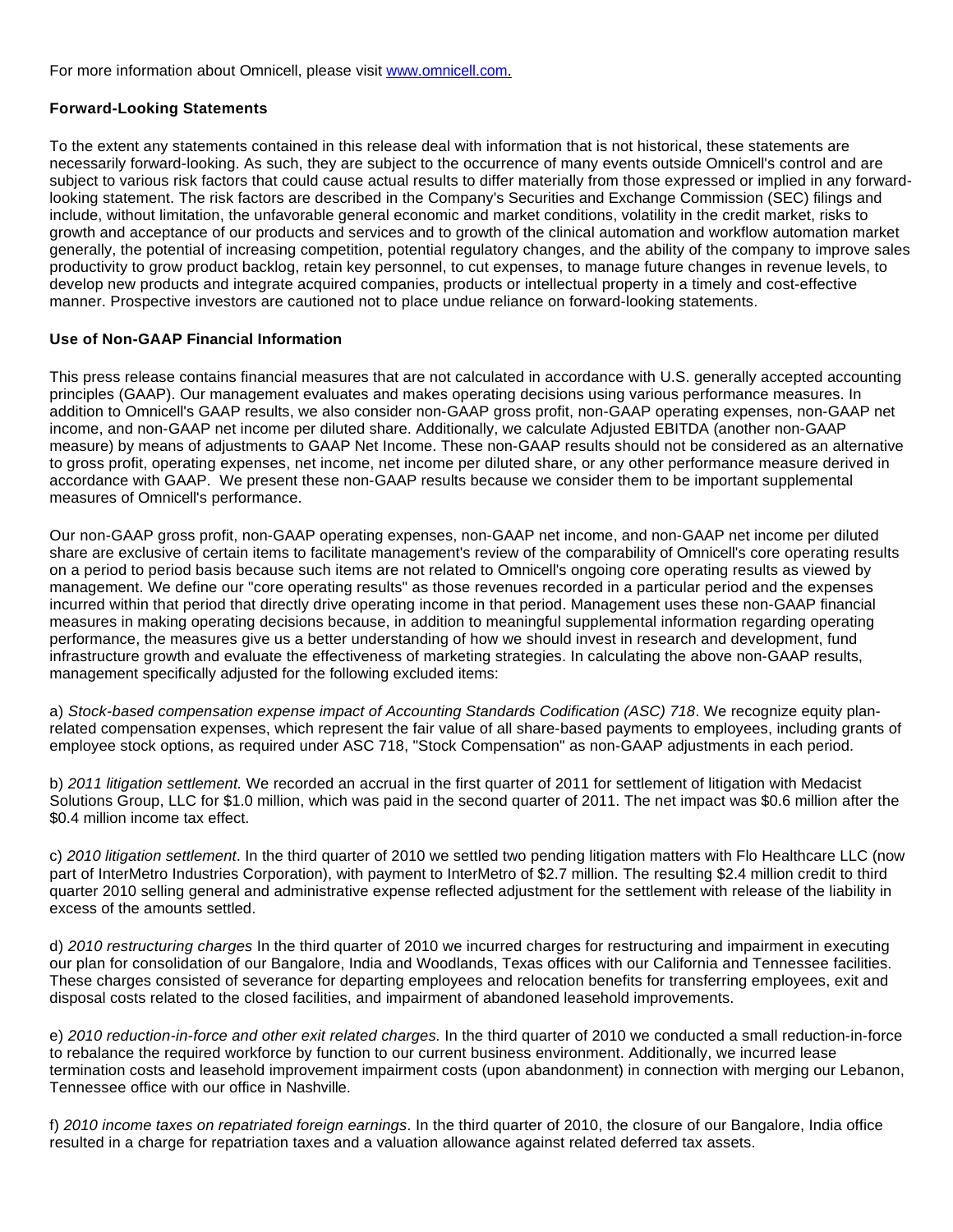For more information about Omnicell, please visit www.omnicell.com.

### Forward-Looking Statements

To the extent any statements contained in this release deal with information that is not historical, these statements are necessarily forward-looking. As such, they are subject to the occurrence of many events outside Omnicell's control and are subject to various risk factors that could cause actual results to differ materially from those expressed or implied in any forward-looking statement. The risk factors are described in the Company's Securities and Exchange Commission (SEC) filings and include, without limitation, the unfavorable general economic and market conditions, volatility in the credit market, risks to growth and acceptance of our products and services and to growth of the clinical automation and workflow automation market generally, the potential of increasing competition, potential regulatory changes, and the ability of the company to improve sales productivity to grow product backlog, retain key personnel, to cut expenses, to manage future changes in revenue levels, to develop new products and integrate acquired companies, products or intellectual property in a timely and cost-effective manner. Prospective investors are cautioned not to place undue reliance on forward-looking statements.

### Use of Non-GAAP Financial Information

This press release contains financial measures that are not calculated in accordance with U.S. generally accepted accounting principles (GAAP). Our management evaluates and makes operating decisions using various performance measures. In addition to Omnicell's GAAP results, we also consider non-GAAP gross profit, non-GAAP operating expenses, non-GAAP net income, and non-GAAP net income per diluted share. Additionally, we calculate Adjusted EBITDA (another non-GAAP measure) by means of adjustments to GAAP Net Income. These non-GAAP results should not be considered as an alternative to gross profit, operating expenses, net income, net income per diluted share, or any other performance measure derived in accordance with GAAP. We present these non-GAAP results because we consider them to be important supplemental measures of Omnicell's performance.

Our non-GAAP gross profit, non-GAAP operating expenses, non-GAAP net income, and non-GAAP net income per diluted share are exclusive of certain items to facilitate management's review of the comparability of Omnicell's core operating results on a period to period basis because such items are not related to Omnicell's ongoing core operating results as viewed by management. We define our "core operating results" as those revenues recorded in a particular period and the expenses incurred within that period that directly drive operating income in that period. Management uses these non-GAAP financial measures in making operating decisions because, in addition to meaningful supplemental information regarding operating performance, the measures give us a better understanding of how we should invest in research and development, fund infrastructure growth and evaluate the effectiveness of marketing strategies. In calculating the above non-GAAP results, management specifically adjusted for the following excluded items:

a) *Stock-based compensation expense impact of Accounting Standards Codification (ASC) 718*. We recognize equity plan-related compensation expenses, which represent the fair value of all share-based payments to employees, including grants of employee stock options, as required under ASC 718, "Stock Compensation" as non-GAAP adjustments in each period.

b) *2011 litigation settlement.* We recorded an accrual in the first quarter of 2011 for settlement of litigation with Medacist Solutions Group, LLC for $1.0 million, which was paid in the second quarter of 2011. The net impact was $0.6 million after the $0.4 million income tax effect.

c) *2010 litigation settlement*. In the third quarter of 2010 we settled two pending litigation matters with Flo Healthcare LLC (now part of InterMetro Industries Corporation), with payment to InterMetro of $2.7 million. The resulting $2.4 million credit to third quarter 2010 selling general and administrative expense reflected adjustment for the settlement with release of the liability in excess of the amounts settled.

d) *2010 restructuring charges* In the third quarter of 2010 we incurred charges for restructuring and impairment in executing our plan for consolidation of our Bangalore, India and Woodlands, Texas offices with our California and Tennessee facilities. These charges consisted of severance for departing employees and relocation benefits for transferring employees, exit and disposal costs related to the closed facilities, and impairment of abandoned leasehold improvements.

e) *2010 reduction-in-force and other exit related charges.* In the third quarter of 2010 we conducted a small reduction-in-force to rebalance the required workforce by function to our current business environment. Additionally, we incurred lease termination costs and leasehold improvement impairment costs (upon abandonment) in connection with merging our Lebanon, Tennessee office with our office in Nashville.

f) *2010 income taxes on repatriated foreign earnings*. In the third quarter of 2010, the closure of our Bangalore, India office resulted in a charge for repatriation taxes and a valuation allowance against related deferred tax assets.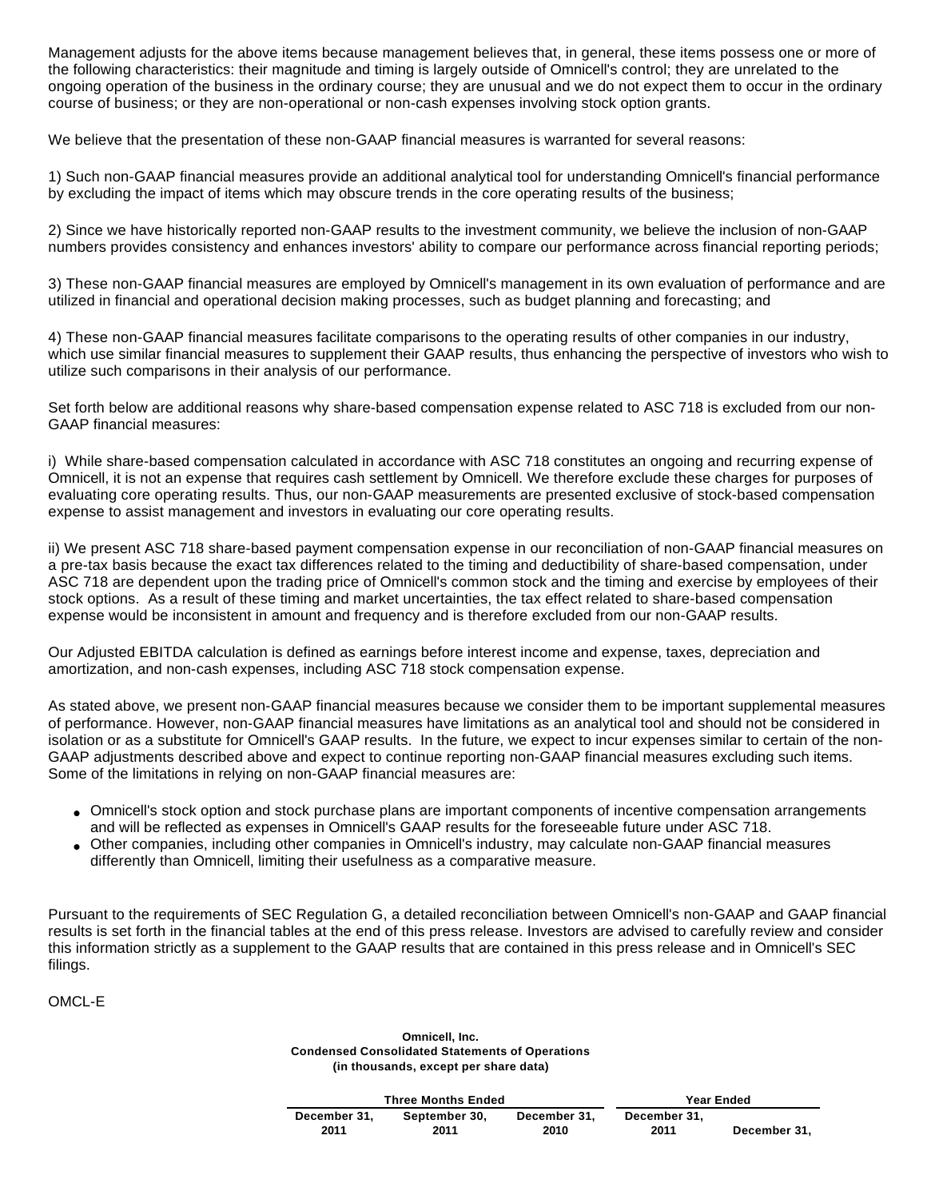Management adjusts for the above items because management believes that, in general, these items possess one or more of the following characteristics: their magnitude and timing is largely outside of Omnicell's control; they are unrelated to the ongoing operation of the business in the ordinary course; they are unusual and we do not expect them to occur in the ordinary course of business; or they are non-operational or non-cash expenses involving stock option grants.

We believe that the presentation of these non-GAAP financial measures is warranted for several reasons:

1) Such non-GAAP financial measures provide an additional analytical tool for understanding Omnicell's financial performance by excluding the impact of items which may obscure trends in the core operating results of the business;

2) Since we have historically reported non-GAAP results to the investment community, we believe the inclusion of non-GAAP numbers provides consistency and enhances investors' ability to compare our performance across financial reporting periods;

3) These non-GAAP financial measures are employed by Omnicell's management in its own evaluation of performance and are utilized in financial and operational decision making processes, such as budget planning and forecasting; and

4) These non-GAAP financial measures facilitate comparisons to the operating results of other companies in our industry, which use similar financial measures to supplement their GAAP results, thus enhancing the perspective of investors who wish to utilize such comparisons in their analysis of our performance.

Set forth below are additional reasons why share-based compensation expense related to ASC 718 is excluded from our non-GAAP financial measures:

i) While share-based compensation calculated in accordance with ASC 718 constitutes an ongoing and recurring expense of Omnicell, it is not an expense that requires cash settlement by Omnicell. We therefore exclude these charges for purposes of evaluating core operating results. Thus, our non-GAAP measurements are presented exclusive of stock-based compensation expense to assist management and investors in evaluating our core operating results.

ii) We present ASC 718 share-based payment compensation expense in our reconciliation of non-GAAP financial measures on a pre-tax basis because the exact tax differences related to the timing and deductibility of share-based compensation, under ASC 718 are dependent upon the trading price of Omnicell's common stock and the timing and exercise by employees of their stock options. As a result of these timing and market uncertainties, the tax effect related to share-based compensation expense would be inconsistent in amount and frequency and is therefore excluded from our non-GAAP results.

Our Adjusted EBITDA calculation is defined as earnings before interest income and expense, taxes, depreciation and amortization, and non-cash expenses, including ASC 718 stock compensation expense.

As stated above, we present non-GAAP financial measures because we consider them to be important supplemental measures of performance. However, non-GAAP financial measures have limitations as an analytical tool and should not be considered in isolation or as a substitute for Omnicell's GAAP results. In the future, we expect to incur expenses similar to certain of the non-GAAP adjustments described above and expect to continue reporting non-GAAP financial measures excluding such items. Some of the limitations in relying on non-GAAP financial measures are:

- Omnicell's stock option and stock purchase plans are important components of incentive compensation arrangements and will be reflected as expenses in Omnicell's GAAP results for the foreseeable future under ASC 718.
- Other companies, including other companies in Omnicell's industry, may calculate non-GAAP financial measures differently than Omnicell, limiting their usefulness as a comparative measure.

Pursuant to the requirements of SEC Regulation G, a detailed reconciliation between Omnicell's non-GAAP and GAAP financial results is set forth in the financial tables at the end of this press release. Investors are advised to carefully review and consider this information strictly as a supplement to the GAAP results that are contained in this press release and in Omnicell's SEC filings.

OMCL-E

**Omnicell, Inc.**
**Condensed Consolidated Statements of Operations**
**(in thousands, except per share data)**

| Three Months Ended | | | Year Ended | |
|---|---|---|---|---|
| December 31, 2011 | September 30, 2011 | December 31, 2010 | December 31, 2011 | December 31, |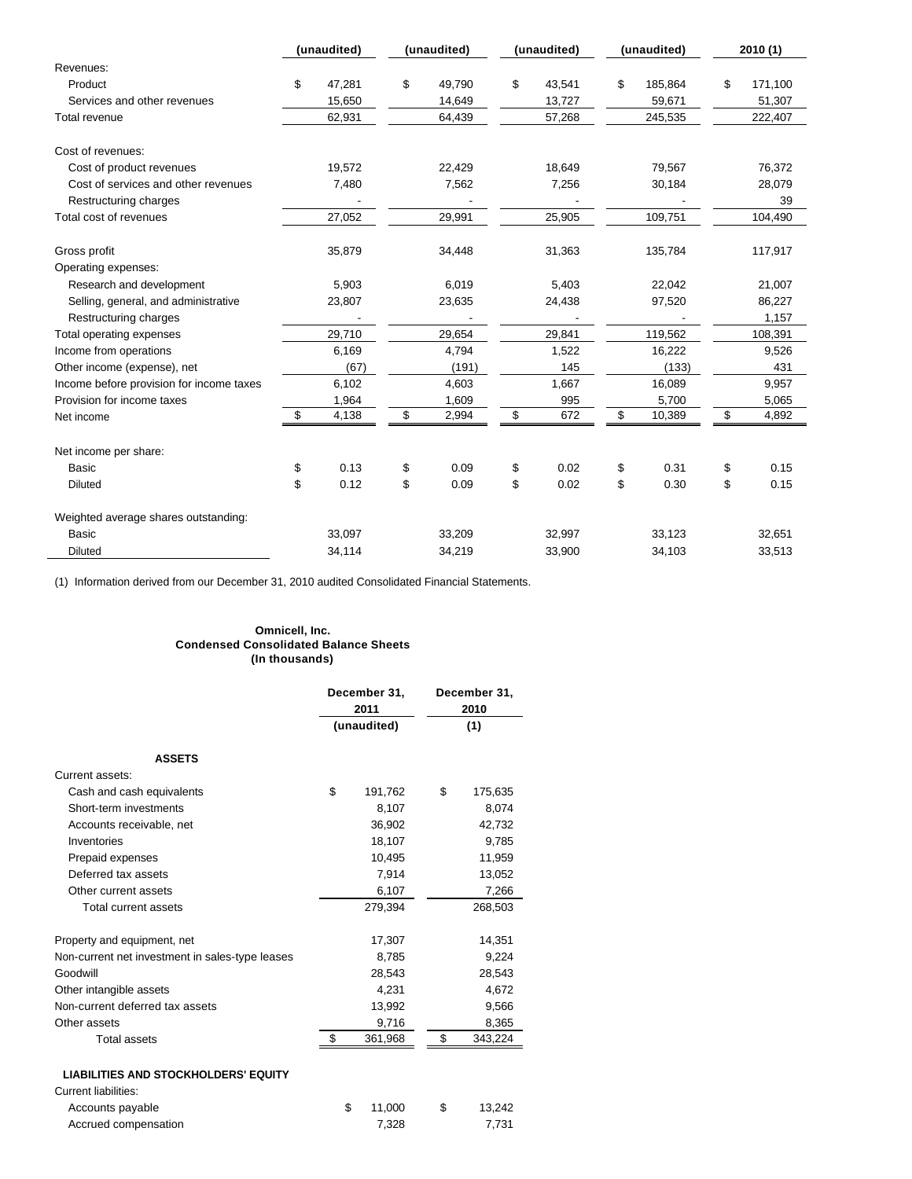| | (unaudited) | (unaudited) | (unaudited) | (unaudited) | 2010 (1) |
|---|---|---|---|---|---|
| Revenues: | | | | | |
| Product | $ 47,281 | $ 49,790 | $ 43,541 | $ 185,864 | $ 171,100 |
| Services and other revenues | 15,650 | 14,649 | 13,727 | 59,671 | 51,307 |
| Total revenue | 62,931 | 64,439 | 57,268 | 245,535 | 222,407 |
| Cost of revenues: | | | | | |
| Cost of product revenues | 19,572 | 22,429 | 18,649 | 79,567 | 76,372 |
| Cost of services and other revenues | 7,480 | 7,562 | 7,256 | 30,184 | 28,079 |
| Restructuring charges | - | - | - | - | 39 |
| Total cost of revenues | 27,052 | 29,991 | 25,905 | 109,751 | 104,490 |
| Gross profit | 35,879 | 34,448 | 31,363 | 135,784 | 117,917 |
| Operating expenses: | | | | | |
| Research and development | 5,903 | 6,019 | 5,403 | 22,042 | 21,007 |
| Selling, general, and administrative | 23,807 | 23,635 | 24,438 | 97,520 | 86,227 |
| Restructuring charges | - | - | - | - | 1,157 |
| Total operating expenses | 29,710 | 29,654 | 29,841 | 119,562 | 108,391 |
| Income from operations | 6,169 | 4,794 | 1,522 | 16,222 | 9,526 |
| Other income (expense), net | (67) | (191) | 145 | (133) | 431 |
| Income before provision for income taxes | 6,102 | 4,603 | 1,667 | 16,089 | 9,957 |
| Provision for income taxes | 1,964 | 1,609 | 995 | 5,700 | 5,065 |
| Net income | $ 4,138 | $ 2,994 | $ 672 | $ 10,389 | $ 4,892 |
| Net income per share: | | | | | |
| Basic | $ 0.13 | $ 0.09 | $ 0.02 | $ 0.31 | $ 0.15 |
| Diluted | $ 0.12 | $ 0.09 | $ 0.02 | $ 0.30 | $ 0.15 |
| Weighted average shares outstanding: | | | | | |
| Basic | 33,097 | 33,209 | 32,997 | 33,123 | 32,651 |
| Diluted | 34,114 | 34,219 | 33,900 | 34,103 | 33,513 |

(1) Information derived from our December 31, 2010 audited Consolidated Financial Statements.

**Omnicell, Inc.**
**Condensed Consolidated Balance Sheets**
**(In thousands)**

| | December 31, 2011 (unaudited) | December 31, 2010 (1) |
|---|---|---|
| **ASSETS** | | |
| Current assets: | | |
| Cash and cash equivalents | $ 191,762 | $ 175,635 |
| Short-term investments | 8,107 | 8,074 |
| Accounts receivable, net | 36,902 | 42,732 |
| Inventories | 18,107 | 9,785 |
| Prepaid expenses | 10,495 | 11,959 |
| Deferred tax assets | 7,914 | 13,052 |
| Other current assets | 6,107 | 7,266 |
| Total current assets | 279,394 | 268,503 |
| Property and equipment, net | 17,307 | 14,351 |
| Non-current net investment in sales-type leases | 8,785 | 9,224 |
| Goodwill | 28,543 | 28,543 |
| Other intangible assets | 4,231 | 4,672 |
| Non-current deferred tax assets | 13,992 | 9,566 |
| Other assets | 9,716 | 8,365 |
| Total assets | $ 361,968 | $ 343,224 |
| **LIABILITIES AND STOCKHOLDERS' EQUITY** | | |
| Current liabilities: | | |
| Accounts payable | $ 11,000 | $ 13,242 |
| Accrued compensation | 7,328 | 7,731 |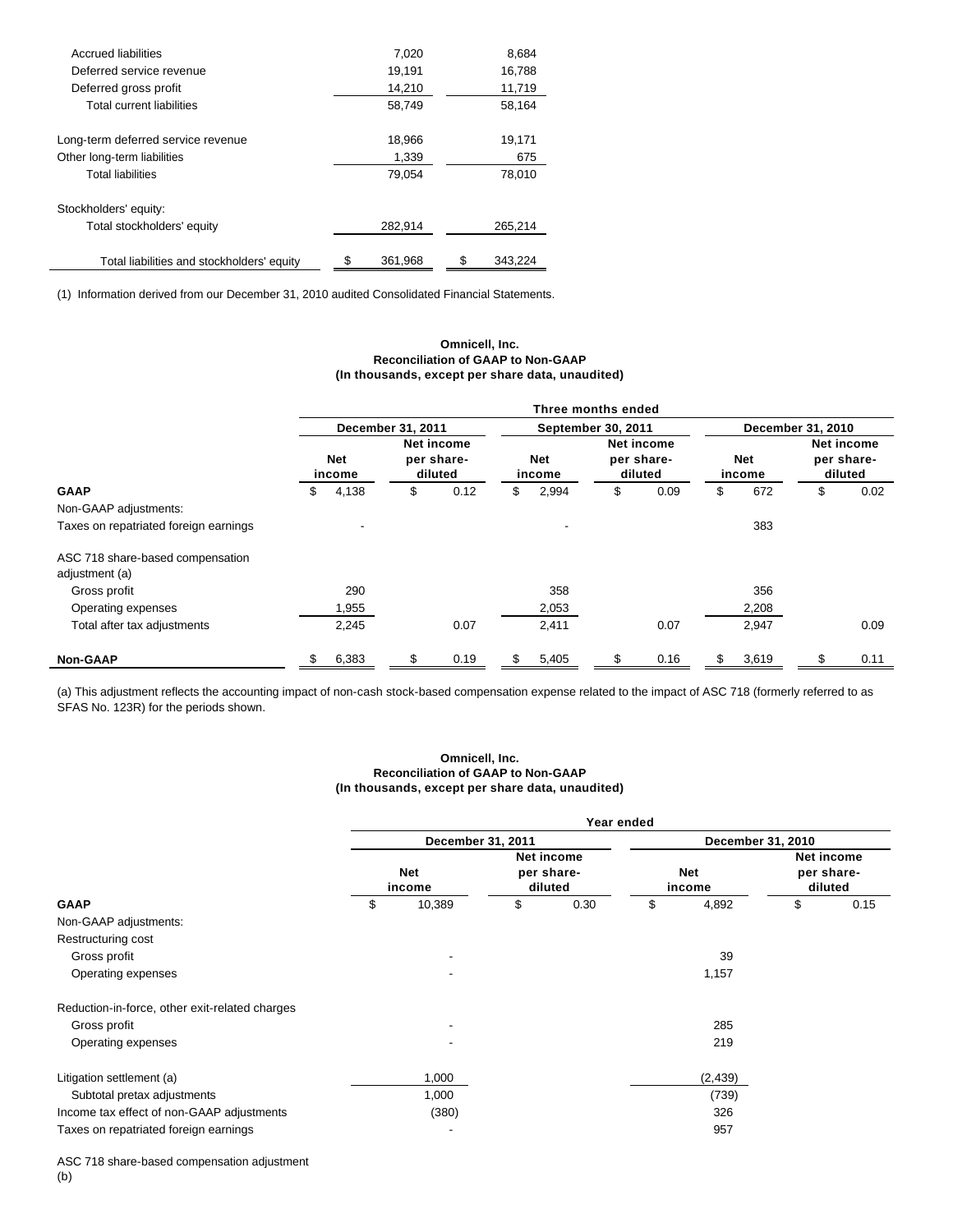| | | |
|---|---|---|
| Accrued liabilities | 7,020 | 8,684 |
| Deferred service revenue | 19,191 | 16,788 |
| Deferred gross profit | 14,210 | 11,719 |
| Total current liabilities | 58,749 | 58,164 |
| | | |
| Long-term deferred service revenue | 18,966 | 19,171 |
| Other long-term liabilities | 1,339 | 675 |
| Total liabilities | 79,054 | 78,010 |
| | | |
| Stockholders' equity: | | |
| Total stockholders' equity | 282,914 | 265,214 |
| | | |
| Total liabilities and stockholders' equity | $ 361,968 | $ 343,224 |

(1) Information derived from our December 31, 2010 audited Consolidated Financial Statements.

**Omnicell, Inc.**
**Reconciliation of GAAP to Non-GAAP**
**(In thousands, except per share data, unaudited)**

| | Three months ended | | | | | |
|---|---|---|---|---|---|---|
| | December 31, 2011 | | September 30, 2011 | | December 31, 2010 | |
| | Net income | Net income per share-diluted | Net income | Net income per share-diluted | Net income | Net income per share-diluted |
| **GAAP** | $ 4,138 | $ 0.12 | $ 2,994 | $ 0.09 | $ 672 | $ 0.02 |
| Non-GAAP adjustments: | | | | | | |
| Taxes on repatriated foreign earnings | - | | - | | 383 | |
| ASC 718 share-based compensation adjustment (a) | | | | | | |
| Gross profit | 290 | | 358 | | 356 | |
| Operating expenses | 1,955 | | 2,053 | | 2,208 | |
| Total after tax adjustments | 2,245 | 0.07 | 2,411 | 0.07 | 2,947 | 0.09 |
| **Non-GAAP** | $ 6,383 | $ 0.19 | $ 5,405 | $ 0.16 | $ 3,619 | $ 0.11 |

(a) This adjustment reflects the accounting impact of non-cash stock-based compensation expense related to the impact of ASC 718 (formerly referred to as SFAS No. 123R) for the periods shown.

**Omnicell, Inc.**
**Reconciliation of GAAP to Non-GAAP**
**(In thousands, except per share data, unaudited)**

| | Year ended | | | |
|---|---|---|---|---|
| | December 31, 2011 | | December 31, 2010 | |
| | Net income | Net income per share-diluted | Net income | Net income per share-diluted |
| **GAAP** | $ 10,389 | $ 0.30 | $ 4,892 | $ 0.15 |
| Non-GAAP adjustments: | | | | |
| Restructuring cost | | | | |
| Gross profit | - | | 39 | |
| Operating expenses | - | | 1,157 | |
| Reduction-in-force, other exit-related charges | | | | |
| Gross profit | - | | 285 | |
| Operating expenses | - | | 219 | |
| Litigation settlement (a) | 1,000 | | (2,439) | |
| Subtotal pretax adjustments | 1,000 | | (739) | |
| Income tax effect of non-GAAP adjustments | (380) | | 326 | |
| Taxes on repatriated foreign earnings | - | | 957 | |
| ASC 718 share-based compensation adjustment (b) | | | | |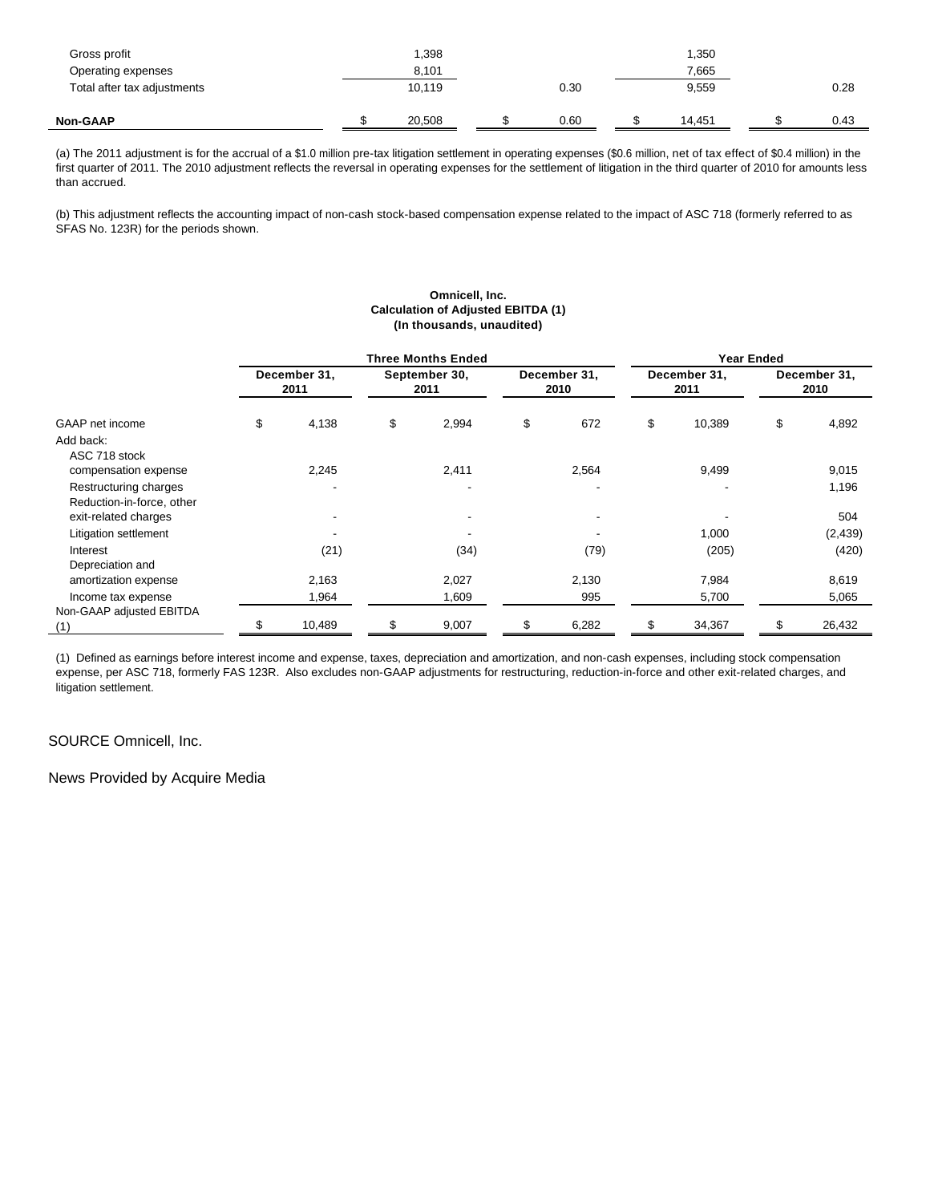| | | | | |
|---|---|---|---|---|
| Gross profit | 1,398 | | 1,350 | |
| Operating expenses | 8,101 | | 7,665 | |
| Total after tax adjustments | 10,119 | 0.30 | 9,559 | 0.28 |
| **Non-GAAP** | $ 20,508 | $ 0.60 | $ 14,451 | $ 0.43 |

(a) The 2011 adjustment is for the accrual of a $1.0 million pre-tax litigation settlement in operating expenses ($0.6 million, net of tax effect of $0.4 million) in the first quarter of 2011. The 2010 adjustment reflects the reversal in operating expenses for the settlement of litigation in the third quarter of 2010 for amounts less than accrued.

(b) This adjustment reflects the accounting impact of non-cash stock-based compensation expense related to the impact of ASC 718 (formerly referred to as SFAS No. 123R) for the periods shown.

**Omnicell, Inc.**
**Calculation of Adjusted EBITDA (1)**
**(In thousands, unaudited)**

| | Three Months Ended | | | Year Ended | |
|---|---|---|---|---|---|
| | December 31, 2011 | September 30, 2011 | December 31, 2010 | December 31, 2011 | December 31, 2010 |
| GAAP net income | $ 4,138 | $ 2,994 | $ 672 | $ 10,389 | $ 4,892 |
| Add back: | | | | | |
| ASC 718 stock compensation expense | 2,245 | 2,411 | 2,564 | 9,499 | 9,015 |
| Restructuring charges | - | - | - | - | 1,196 |
| Reduction-in-force, other exit-related charges | - | - | - | - | 504 |
| Litigation settlement | - | - | - | 1,000 | (2,439) |
| Interest | (21) | (34) | (79) | (205) | (420) |
| Depreciation and amortization expense | 2,163 | 2,027 | 2,130 | 7,984 | 8,619 |
| Income tax expense | 1,964 | 1,609 | 995 | 5,700 | 5,065 |
| Non-GAAP adjusted EBITDA (1) | $ 10,489 | $ 9,007 | $ 6,282 | $ 34,367 | $ 26,432 |

(1) Defined as earnings before interest income and expense, taxes, depreciation and amortization, and non-cash expenses, including stock compensation expense, per ASC 718, formerly FAS 123R. Also excludes non-GAAP adjustments for restructuring, reduction-in-force and other exit-related charges, and litigation settlement.

SOURCE Omnicell, Inc.

News Provided by Acquire Media